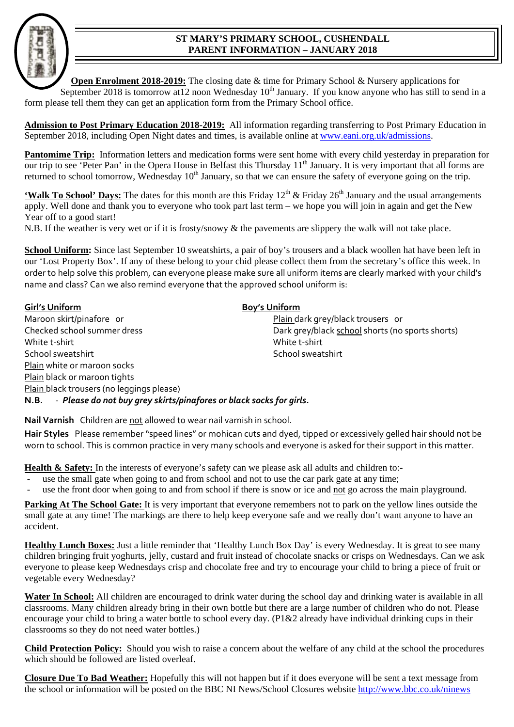# ST MARY'S PRIMARY SCHOOL, CUSHENDALL
## PARENT INFORMATION – JANUARY 2018

**Open Enrolment 2018-2019:** The closing date & time for Primary School & Nursery applications for September 2018 is tomorrow at12 noon Wednesday 10th January. If you know anyone who has still to send in a form please tell them they can get an application form from the Primary School office.

**Admission to Post Primary Education 2018-2019:** All information regarding transferring to Post Primary Education in September 2018, including Open Night dates and times, is available online at www.eani.org.uk/admissions.

**Pantomime Trip:** Information letters and medication forms were sent home with every child yesterday in preparation for our trip to see 'Peter Pan' in the Opera House in Belfast this Thursday 11th January. It is very important that all forms are returned to school tomorrow, Wednesday 10th January, so that we can ensure the safety of everyone going on the trip.

**'Walk To School' Days:** The dates for this month are this Friday 12th & Friday 26th January and the usual arrangements apply. Well done and thank you to everyone who took part last term – we hope you will join in again and get the New Year off to a good start!
N.B. If the weather is very wet or if it is frosty/snowy & the pavements are slippery the walk will not take place.

**School Uniform:** Since last September 10 sweatshirts, a pair of boy's trousers and a black woollen hat have been left in our 'Lost Property Box'. If any of these belong to your chid please collect them from the secretary's office this week. In order to help solve this problem, can everyone please make sure all uniform items are clearly marked with your child's name and class? Can we also remind everyone that the approved school uniform is:

**Girl's Uniform**

Maroon skirt/pinafore or
Checked school summer dress
White t-shirt
School sweatshirt
Plain white or maroon socks
Plain black or maroon tights
Plain black trousers (no leggings please)

**Boy's Uniform**

Plain dark grey/black trousers or
Dark grey/black school shorts (no sports shorts)
White t-shirt
School sweatshirt

**N.B.** - ***Please do not buy grey skirts/pinafores or black socks for girls.***

**Nail Varnish** Children are not allowed to wear nail varnish in school.

**Hair Styles** Please remember "speed lines" or mohican cuts and dyed, tipped or excessively gelled hair should not be worn to school. This is common practice in very many schools and everyone is asked for their support in this matter.

**Health & Safety:** In the interests of everyone's safety can we please ask all adults and children to:-

- use the small gate when going to and from school and not to use the car park gate at any time;
- use the front door when going to and from school if there is snow or ice and not go across the main playground.

**Parking At The School Gate:** It is very important that everyone remembers not to park on the yellow lines outside the small gate at any time! The markings are there to help keep everyone safe and we really don't want anyone to have an accident.

**Healthy Lunch Boxes:** Just a little reminder that 'Healthy Lunch Box Day' is every Wednesday. It is great to see many children bringing fruit yoghurts, jelly, custard and fruit instead of chocolate snacks or crisps on Wednesdays. Can we ask everyone to please keep Wednesdays crisp and chocolate free and try to encourage your child to bring a piece of fruit or vegetable every Wednesday?

**Water In School:** All children are encouraged to drink water during the school day and drinking water is available in all classrooms. Many children already bring in their own bottle but there are a large number of children who do not. Please encourage your child to bring a water bottle to school every day. (P1&2 already have individual drinking cups in their classrooms so they do not need water bottles.)

**Child Protection Policy:** Should you wish to raise a concern about the welfare of any child at the school the procedures which should be followed are listed overleaf.

**Closure Due To Bad Weather:** Hopefully this will not happen but if it does everyone will be sent a text message from the school or information will be posted on the BBC NI News/School Closures website http://www.bbc.co.uk/ninews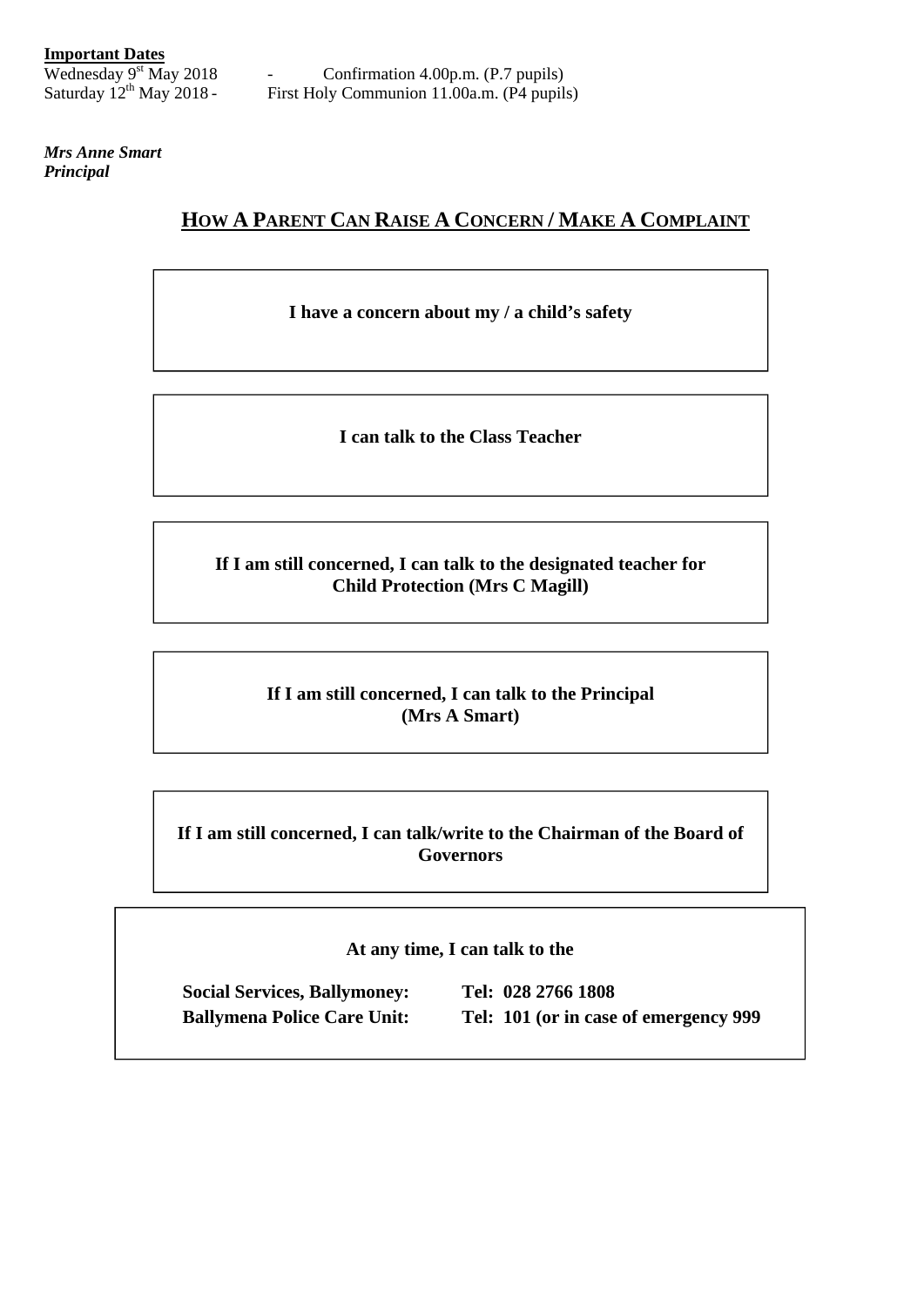**Important Dates**

Wednesday 9[st] May 2018 - Confirmation 4.00p.m. (P.7 pupils)

Saturday 12[th] May 2018 - First Holy Communion 11.00a.m. (P4 pupils)

***Mrs Anne Smart***
***Principal***

## HOW A PARENT CAN RAISE A CONCERN / MAKE A COMPLAINT

**I have a concern about my / a child's safety**

**I can talk to the Class Teacher**

**If I am still concerned, I can talk to the designated teacher for Child Protection (Mrs C Magill)**

**If I am still concerned, I can talk to the Principal (Mrs A Smart)**

**If I am still concerned, I can talk/write to the Chairman of the Board of Governors**

**At any time, I can talk to the**

| | |
|---|---|
| **Social Services, Ballymoney:** | **Tel: 028 2766 1808** |
| **Ballymena Police Care Unit:** | **Tel: 101 (or in case of emergency 999** |